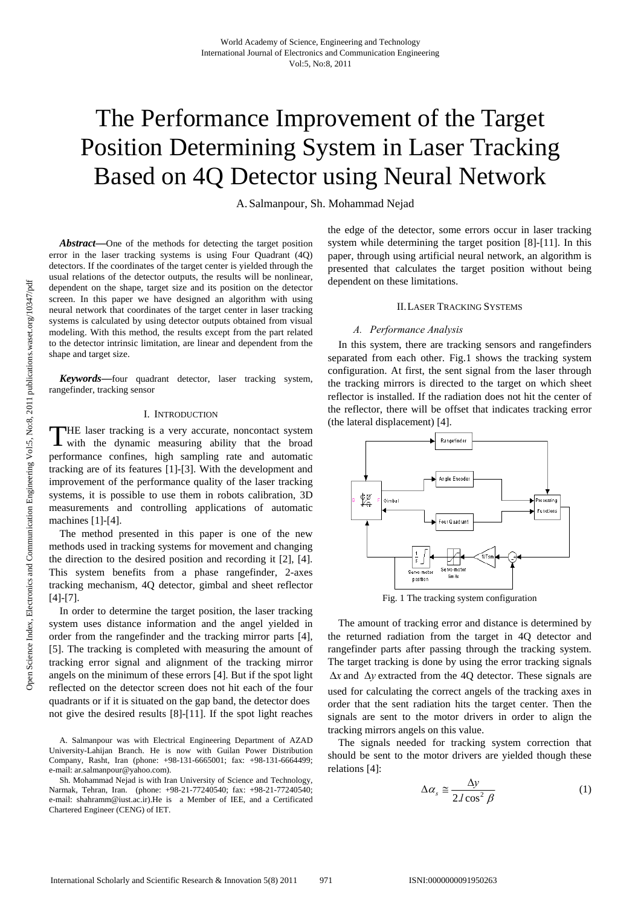# The Performance Improvement of the Target Position Determining System in Laser Tracking Based on 4Q Detector using Neural Network

A. Salmanpour, Sh. Mohammad Nejad

***Abstract*—**One of the methods for detecting the target position error in the laser tracking systems is using Four Quadrant (4Q) detectors. If the coordinates of the target center is yielded through the usual relations of the detector outputs, the results will be nonlinear, dependent on the shape, target size and its position on the detector screen. In this paper we have designed an algorithm with using neural network that coordinates of the target center in laser tracking systems is calculated by using detector outputs obtained from visual modeling. With this method, the results except from the part related to the detector intrinsic limitation, are linear and dependent from the shape and target size.

***Keywords*—**four quadrant detector, laser tracking system, rangefinder, tracking sensor

## I. Introduction

THE laser tracking is a very accurate, noncontact system with the dynamic measuring ability that the broad performance confines, high sampling rate and automatic tracking are of its features [1]-[3]. With the development and improvement of the performance quality of the laser tracking systems, it is possible to use them in robots calibration, 3D measurements and controlling applications of automatic machines [1]-[4].

The method presented in this paper is one of the new methods used in tracking systems for movement and changing the direction to the desired position and recording it [2], [4]. This system benefits from a phase rangefinder, 2-axes tracking mechanism, 4Q detector, gimbal and sheet reflector [4]-[7].

In order to determine the target position, the laser tracking system uses distance information and the angel yielded in order from the rangefinder and the tracking mirror parts [4], [5]. The tracking is completed with measuring the amount of tracking error signal and alignment of the tracking mirror angels on the minimum of these errors [4]. But if the spot light reflected on the detector screen does not hit each of the four quadrants or if it is situated on the gap band, the detector does not give the desired results [8]-[11]. If the spot light reaches the edge of the detector, some errors occur in laser tracking system while determining the target position [8]-[11]. In this paper, through using artificial neural network, an algorithm is presented that calculates the target position without being dependent on these limitations.

A. Salmanpour was with Electrical Engineering Department of AZAD University-Lahijan Branch. He is now with Guilan Power Distribution Company, Rasht, Iran (phone: +98-131-6665001; fax: +98-131-6664499; e-mail: ar.salmanpour@yahoo.com).

Sh. Mohammad Nejad is with Iran University of Science and Technology, Narmak, Tehran, Iran. (phone: +98-21-77240540; fax: +98-21-77240540; e-mail: shahramm@iust.ac.ir).He is a Member of IEE, and a Certificated Chartered Engineer (CENG) of IET.

## II. Laser Tracking Systems

### *A. Performance Analysis*

In this system, there are tracking sensors and rangefinders separated from each other. Fig.1 shows the tracking system configuration. At first, the sent signal from the laser through the tracking mirrors is directed to the target on which sheet reflector is installed. If the radiation does not hit the center of the reflector, there will be offset that indicates tracking error (the lateral displacement) [4].

Fig. 1 The tracking system configuration

The amount of tracking error and distance is determined by the returned radiation from the target in 4Q detector and rangefinder parts after passing through the tracking system. The target tracking is done by using the error tracking signals $\Delta x$ and $\Delta y$ extracted from the 4Q detector. These signals are used for calculating the correct angels of the tracking axes in order that the sent radiation hits the target center. Then the signals are sent to the motor drivers in order to align the tracking mirrors angels on this value.

The signals needed for tracking system correction that should be sent to the motor drivers are yielded though these relations [4]:

$$\Delta\alpha_s \cong \frac{\Delta y}{2.l\cos^2\beta} \tag{1}$$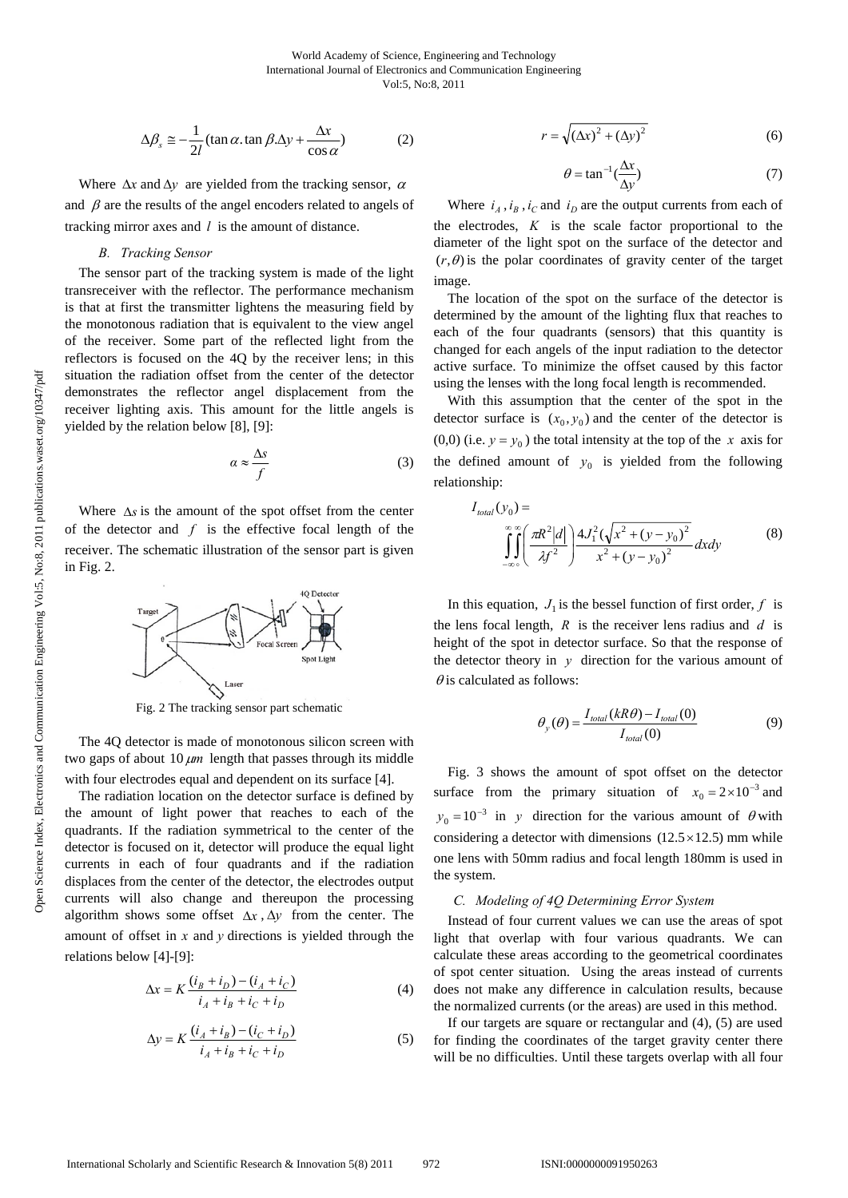$$\Delta\beta_s \cong -\frac{1}{2l}(\tan\alpha.\tan\beta.\Delta y + \frac{\Delta x}{\cos\alpha}) \tag{2}$$

Where $\Delta x$ and $\Delta y$ are yielded from the tracking sensor, $\alpha$ and $\beta$ are the results of the angel encoders related to angels of tracking mirror axes and $l$ is the amount of distance.

### *B. Tracking Sensor*

The sensor part of the tracking system is made of the light transreceiver with the reflector. The performance mechanism is that at first the transmitter lightens the measuring field by the monotonous radiation that is equivalent to the view angel of the receiver. Some part of the reflected light from the reflectors is focused on the 4Q by the receiver lens; in this situation the radiation offset from the center of the detector demonstrates the reflector angel displacement from the receiver lighting axis. This amount for the little angels is yielded by the relation below [8], [9]:

$$\alpha \approx \frac{\Delta s}{f} \tag{3}$$

Where $\Delta s$ is the amount of the spot offset from the center of the detector and $f$ is the effective focal length of the receiver. The schematic illustration of the sensor part is given in Fig. 2.

Fig. 2 The tracking sensor part schematic

The 4Q detector is made of monotonous silicon screen with two gaps of about 10 $\mu m$ length that passes through its middle with four electrodes equal and dependent on its surface [4].

The radiation location on the detector surface is defined by the amount of light power that reaches to each of the quadrants. If the radiation symmetrical to the center of the detector is focused on it, detector will produce the equal light currents in each of four quadrants and if the radiation displaces from the center of the detector, the electrodes output currents will also change and thereupon the processing algorithm shows some offset $\Delta x$, $\Delta y$ from the center. The amount of offset in $x$ and $y$ directions is yielded through the relations below [4]-[9]:

$$\Delta x = K\frac{(i_B + i_D) - (i_A + i_C)}{i_A + i_B + i_C + i_D} \tag{4}$$

$$\Delta y = K\frac{(i_A + i_B) - (i_C + i_D)}{i_A + i_B + i_C + i_D} \tag{5}$$

$$r = \sqrt{(\Delta x)^2 + (\Delta y)^2} \tag{6}$$

$$\theta = \tan^{-1}(\frac{\Delta x}{\Delta y}) \tag{7}$$

Where $i_A$, $i_B$, $i_C$ and $i_D$ are the output currents from each of the electrodes, $K$ is the scale factor proportional to the diameter of the light spot on the surface of the detector and $(r,\theta)$ is the polar coordinates of gravity center of the target image.

The location of the spot on the surface of the detector is determined by the amount of the lighting flux that reaches to each of the four quadrants (sensors) that this quantity is changed for each angels of the input radiation to the detector active surface. To minimize the offset caused by this factor using the lenses with the long focal length is recommended.

With this assumption that the center of the spot in the detector surface is $(x_0, y_0)$ and the center of the detector is (0,0) (i.e. $y = y_0$) the total intensity at the top of the $x$ axis for the defined amount of $y_0$ is yielded from the following relationship:

$$I_{total}(y_0) = \int_{-\infty}^{\infty}\int_{0}^{\infty}\left(\frac{\pi R^2|d|}{\lambda f^2}\right)\frac{4J_1^2(\sqrt{x^2+(y-y_0)^2}}{x^2+(y-y_0)^2}dxdy \tag{8}$$

In this equation, $J_1$ is the bessel function of first order, $f$ is the lens focal length, $R$ is the receiver lens radius and $d$ is height of the spot in detector surface. So that the response of the detector theory in $y$ direction for the various amount of $\theta$ is calculated as follows:

$$\theta_y(\theta) = \frac{I_{total}(kR\theta) - I_{total}(0)}{I_{total}(0)} \tag{9}$$

Fig. 3 shows the amount of spot offset on the detector surface from the primary situation of $x_0 = 2\times10^{-3}$ and $y_0 = 10^{-3}$ in $y$ direction for the various amount of $\theta$ with considering a detector with dimensions $(12.5\times12.5)$ mm while one lens with 50mm radius and focal length 180mm is used in the system.

### *C. Modeling of 4Q Determining Error System*

Instead of four current values we can use the areas of spot light that overlap with four various quadrants. We can calculate these areas according to the geometrical coordinates of spot center situation. Using the areas instead of currents does not make any difference in calculation results, because the normalized currents (or the areas) are used in this method.

If our targets are square or rectangular and (4), (5) are used for finding the coordinates of the target gravity center there will be no difficulties. Until these targets overlap with all four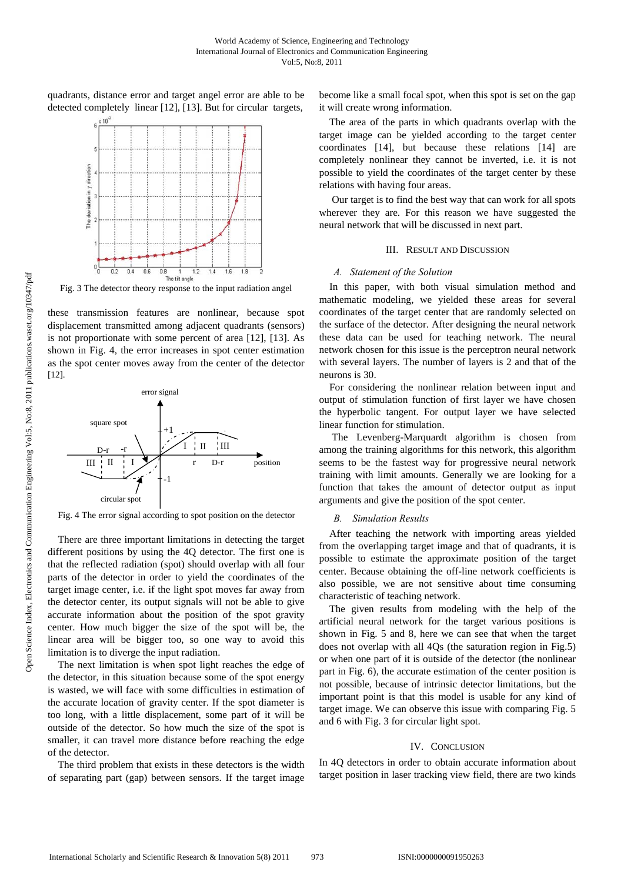quadrants, distance error and target angel error are able to be detected completely linear [12], [13]. But for circular targets,

Fig. 3 The detector theory response to the input radiation angel

these transmission features are nonlinear, because spot displacement transmitted among adjacent quadrants (sensors) is not proportionate with some percent of area [12], [13]. As shown in Fig. 4, the error increases in spot center estimation as the spot center moves away from the center of the detector [12].

Fig. 4 The error signal according to spot position on the detector

There are three important limitations in detecting the target different positions by using the 4Q detector. The first one is that the reflected radiation (spot) should overlap with all four parts of the detector in order to yield the coordinates of the target image center, i.e. if the light spot moves far away from the detector center, its output signals will not be able to give accurate information about the position of the spot gravity center. How much bigger the size of the spot will be, the linear area will be bigger too, so one way to avoid this limitation is to diverge the input radiation.

The next limitation is when spot light reaches the edge of the detector, in this situation because some of the spot energy is wasted, we will face with some difficulties in estimation of the accurate location of gravity center. If the spot diameter is too long, with a little displacement, some part of it will be outside of the detector. So how much the size of the spot is smaller, it can travel more distance before reaching the edge of the detector.

The third problem that exists in these detectors is the width of separating part (gap) between sensors. If the target image become like a small focal spot, when this spot is set on the gap it will create wrong information.

The area of the parts in which quadrants overlap with the target image can be yielded according to the target center coordinates [14], but because these relations [14] are completely nonlinear they cannot be inverted, i.e. it is not possible to yield the coordinates of the target center by these relations with having four areas.

Our target is to find the best way that can work for all spots wherever they are. For this reason we have suggested the neural network that will be discussed in next part.

## III. Result and Discussion

### *A. Statement of the Solution*

In this paper, with both visual simulation method and mathematic modeling, we yielded these areas for several coordinates of the target center that are randomly selected on the surface of the detector. After designing the neural network these data can be used for teaching network. The neural network chosen for this issue is the perceptron neural network with several layers. The number of layers is 2 and that of the neurons is 30.

For considering the nonlinear relation between input and output of stimulation function of first layer we have chosen the hyperbolic tangent. For output layer we have selected linear function for stimulation.

The Levenberg-Marquardt algorithm is chosen from among the training algorithms for this network, this algorithm seems to be the fastest way for progressive neural network training with limit amounts. Generally we are looking for a function that takes the amount of detector output as input arguments and give the position of the spot center.

### *B. Simulation Results*

After teaching the network with importing areas yielded from the overlapping target image and that of quadrants, it is possible to estimate the approximate position of the target center. Because obtaining the off-line network coefficients is also possible, we are not sensitive about time consuming characteristic of teaching network.

The given results from modeling with the help of the artificial neural network for the target various positions is shown in Fig. 5 and 8, here we can see that when the target does not overlap with all 4Qs (the saturation region in Fig.5) or when one part of it is outside of the detector (the nonlinear part in Fig. 6), the accurate estimation of the center position is not possible, because of intrinsic detector limitations, but the important point is that this model is usable for any kind of target image. We can observe this issue with comparing Fig. 5 and 6 with Fig. 3 for circular light spot.

## IV. Conclusion

In 4Q detectors in order to obtain accurate information about target position in laser tracking view field, there are two kinds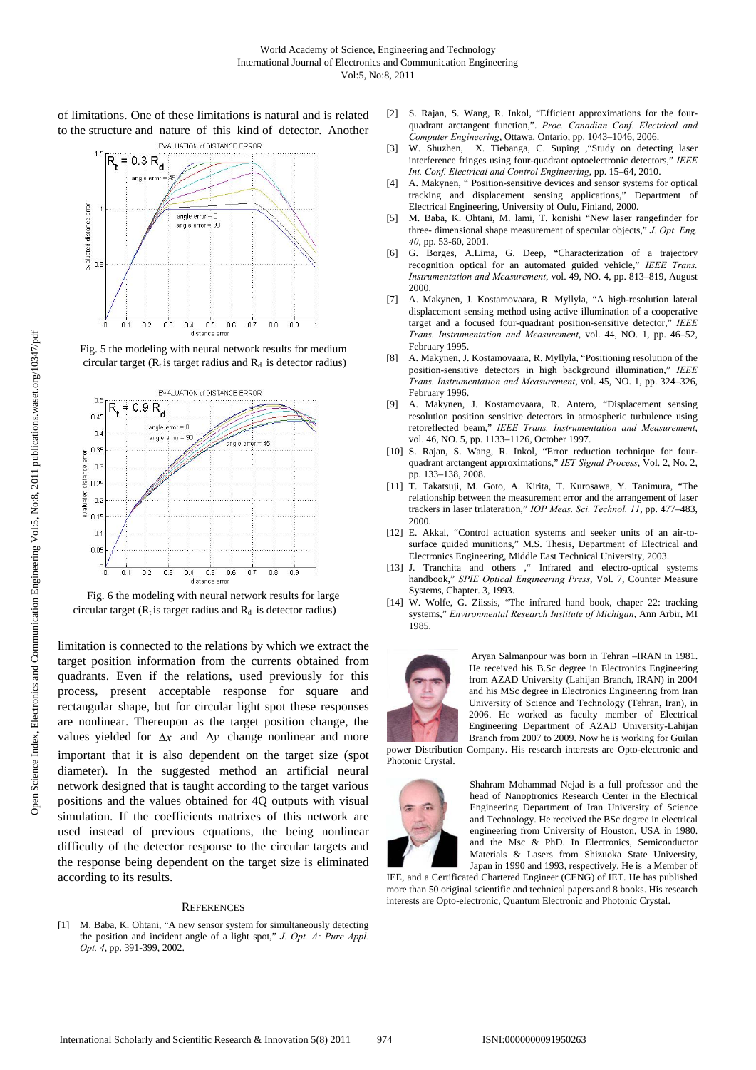of limitations. One of these limitations is natural and is related to the structure and nature of this kind of detector. Another

EVALUATION of DISTANCE ERROR

$R_t = 0.3\,R_d$

angle error = 45

angle error = 0

angle error = 90

evaluated distance error

distance error

Fig. 5 the modeling with neural network results for medium circular target ($R_t$ is target radius and $R_d$ is detector radius)

EVALUATION of DISTANCE ERROR

$R_t = 0.9\,R_d$

angle error = 0

angle error = 90

angle error = 45

evaluated distance error

distance error

Fig. 6 the modeling with neural network results for large circular target ($R_t$ is target radius and $R_d$ is detector radius)

limitation is connected to the relations by which we extract the target position information from the currents obtained from quadrants. Even if the relations, used previously for this process, present acceptable response for square and rectangular shape, but for circular light spot these responses are nonlinear. Thereupon as the target position change, the values yielded for $\Delta x$ and $\Delta y$ change nonlinear and more important that it is also dependent on the target size (spot diameter). In the suggested method an artificial neural network designed that is taught according to the target various positions and the values obtained for 4Q outputs with visual simulation. If the coefficients matrixes of this network are used instead of previous equations, the being nonlinear difficulty of the detector response to the circular targets and the response being dependent on the target size is eliminated according to its results.

## References

[1] M. Baba, K. Ohtani, "A new sensor system for simultaneously detecting the position and incident angle of a light spot," *J. Opt. A: Pure Appl. Opt. 4*, pp. 391-399, 2002.

[2] S. Rajan, S. Wang, R. Inkol, "Efficient approximations for the four-quadrant arctangent function,". *Proc. Canadian Conf. Electrical and Computer Engineering*, Ottawa, Ontario, pp. 1043–1046, 2006.

[3] W. Shuzhen, X. Tiebanga, C. Suping ,"Study on detecting laser interference fringes using four-quadrant optoelectronic detectors," *IEEE Int. Conf. Electrical and Control Engineering*, pp. 15–64, 2010.

[4] A. Makynen, " Position-sensitive devices and sensor systems for optical tracking and displacement sensing applications," Department of Electrical Engineering, University of Oulu, Finland, 2000.

[5] M. Baba, K. Ohtani, M. lami, T. konishi "New laser rangefinder for three- dimensional shape measurement of specular objects," *J. Opt. Eng. 40*, pp. 53-60, 2001.

[6] G. Borges, A.Lima, G. Deep, "Characterization of a trajectory recognition optical for an automated guided vehicle," *IEEE Trans. Instrumentation and Measurement*, vol. 49, NO. 4, pp. 813–819, August 2000.

[7] A. Makynen, J. Kostamovaara, R. Myllyla, "A high-resolution lateral displacement sensing method using active illumination of a cooperative target and a focused four-quadrant position-sensitive detector," *IEEE Trans. Instrumentation and Measurement*, vol. 44, NO. 1, pp. 46–52, February 1995.

[8] A. Makynen, J. Kostamovaara, R. Myllyla, "Positioning resolution of the position-sensitive detectors in high background illumination," *IEEE Trans. Instrumentation and Measurement*, vol. 45, NO. 1, pp. 324–326, February 1996.

[9] A. Makynen, J. Kostamovaara, R. Antero, "Displacement sensing resolution position sensitive detectors in atmospheric turbulence using retroreflected beam," *IEEE Trans. Instrumentation and Measurement*, vol. 46, NO. 5, pp. 1133–1126, October 1997.

[10] S. Rajan, S. Wang, R. Inkol, "Error reduction technique for four-quadrant arctangent approximations," *IET Signal Process*, Vol. 2, No. 2, pp. 133–138, 2008.

[11] T. Takatsuji, M. Goto, A. Kirita, T. Kurosawa, Y. Tanimura, "The relationship between the measurement error and the arrangement of laser trackers in laser trilateration," *IOP Meas. Sci. Technol. 11*, pp. 477–483, 2000.

[12] E. Akkal, "Control actuation systems and seeker units of an air-to-surface guided munitions," M.S. Thesis, Department of Electrical and Electronics Engineering, Middle East Technical University, 2003.

[13] J. Tranchita and others ," Infrared and electro-optical systems handbook," *SPIE Optical Engineering Press*, Vol. 7, Counter Measure Systems, Chapter. 3, 1993.

[14] W. Wolfe, G. Ziissis, "The infrared hand book, chaper 22: tracking systems," *Environmental Research Institute of Michigan*, Ann Arbir, MI 1985.

Aryan Salmanpour was born in Tehran –IRAN in 1981. He received his B.Sc degree in Electronics Engineering from AZAD University (Lahijan Branch, IRAN) in 2004 and his MSc degree in Electronics Engineering from Iran University of Science and Technology (Tehran, Iran), in 2006. He worked as faculty member of Electrical Engineering Department of AZAD University-Lahijan Branch from 2007 to 2009. Now he is working for Guilan power Distribution Company. His research interests are Opto-electronic and Photonic Crystal.

Shahram Mohammad Nejad is a full professor and the head of Nanoptronics Research Center in the Electrical Engineering Department of Iran University of Science and Technology. He received the BSc degree in electrical engineering from University of Houston, USA in 1980. and the Msc & PhD. In Electronics, Semiconductor Materials & Lasers from Shizuoka State University, Japan in 1990 and 1993, respectively. He is a Member of IEE, and a Certificated Chartered Engineer (CENG) of IET. He has published more than 50 original scientific and technical papers and 8 books. His research interests are Opto-electronic, Quantum Electronic and Photonic Crystal.